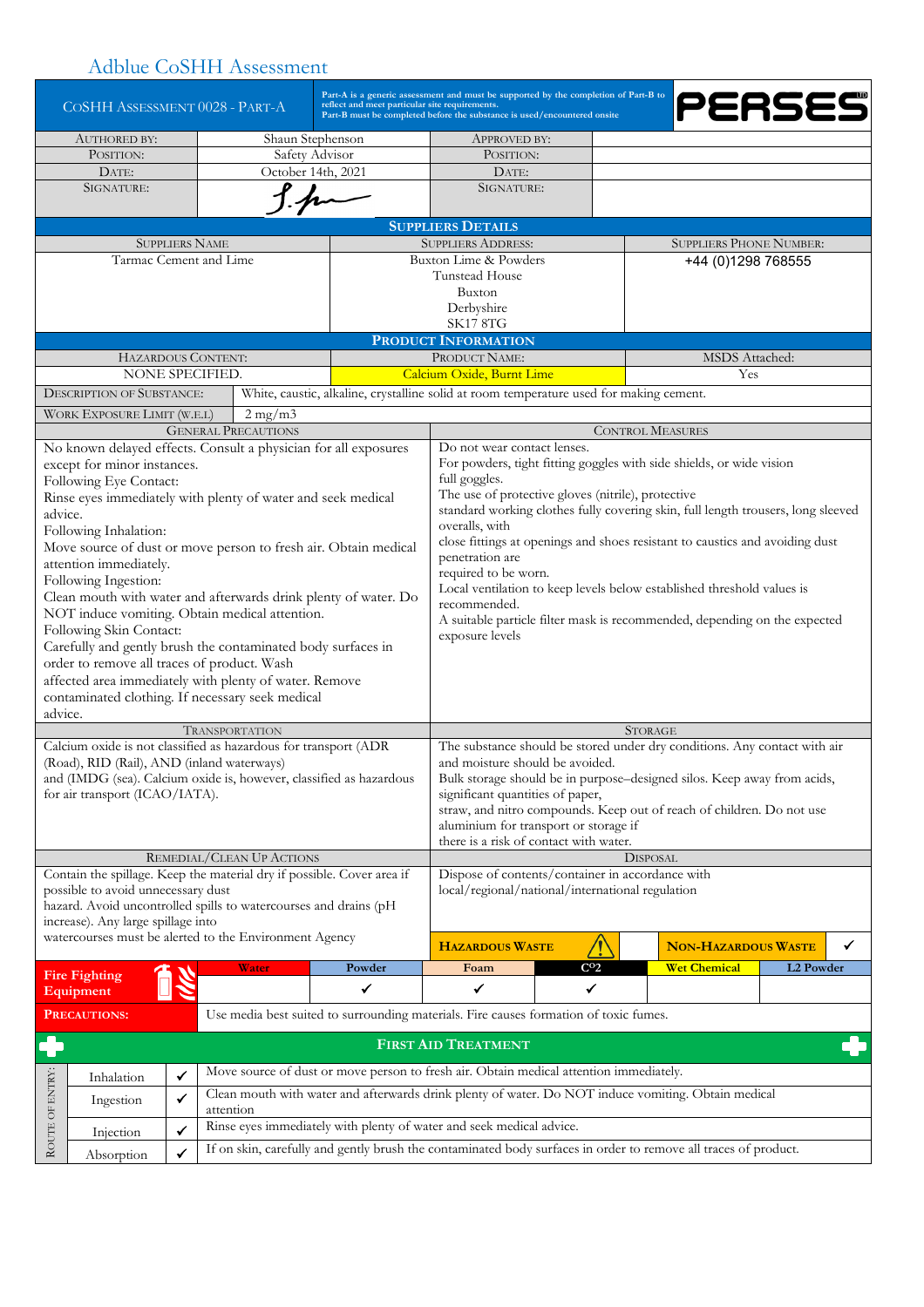# Adblue CoSHH Assessment

| CoSHH Assessment 0028 - Part-A | Part-A is a generic assessment and must be supported by the completion of Part-B to reflect and meet particular site requirements. Part-B must be completed before the substance is used/encountered onsite | PERSES |
|---|---|---|

| Authored by: | Shaun Stephenson | Approved by: | |
|---|---|---|---|
| Position: | Safety Advisor | Position: | |
| Date: | October 14th, 2021 | Date: | |
| Signature: | S.Ste | Signature: | |

## Suppliers Details

| Suppliers Name | Suppliers Address: | Suppliers Phone Number: |
|---|---|---|
| Tarmac Cement and Lime | Buxton Lime & Powders<br>Tunstead House<br>Buxton<br>Derbyshire<br>SK17 8TG | +44 (0)1298 768555 |

## Product Information

| Hazardous Content: | Product Name: | MSDS Attached: |
|---|---|---|
| NONE SPECIFIED. | Calcium Oxide, Burnt Lime | Yes |

| Description of Substance: | White, caustic, alkaline, crystalline solid at room temperature used for making cement. |
|---|---|
| Work Exposure Limit (W.E.L) | 2 mg/m3 |

| General Precautions | Control Measures |
|---|---|
| No known delayed effects. Consult a physician for all exposures except for minor instances.<br>Following Eye Contact:<br>Rinse eyes immediately with plenty of water and seek medical advice.<br>Following Inhalation:<br>Move source of dust or move person to fresh air. Obtain medical attention immediately.<br>Following Ingestion:<br>Clean mouth with water and afterwards drink plenty of water. Do NOT induce vomiting. Obtain medical attention.<br>Following Skin Contact:<br>Carefully and gently brush the contaminated body surfaces in order to remove all traces of product. Wash affected area immediately with plenty of water. Remove contaminated clothing. If necessary seek medical advice. | Do not wear contact lenses.<br>For powders, tight fitting goggles with side shields, or wide vision full goggles.<br>The use of protective gloves (nitrile), protective standard working clothes fully covering skin, full length trousers, long sleeved overalls, with close fittings at openings and shoes resistant to caustics and avoiding dust penetration are required to be worn.<br>Local ventilation to keep levels below established threshold values is recommended.<br>A suitable particle filter mask is recommended, depending on the expected exposure levels |

| Transportation | Storage |
|---|---|
| Calcium oxide is not classified as hazardous for transport (ADR (Road), RID (Rail), AND (inland waterways) and (IMDG (sea). Calcium oxide is, however, classified as hazardous for air transport (ICAO/IATA). | The substance should be stored under dry conditions. Any contact with air and moisture should be avoided.<br>Bulk storage should be in purpose–designed silos. Keep away from acids, significant quantities of paper, straw, and nitro compounds. Keep out of reach of children. Do not use aluminium for transport or storage if there is a risk of contact with water. |

| Remedial/Clean Up Actions | Disposal |
|---|---|
| Contain the spillage. Keep the material dry if possible. Cover area if possible to avoid unnecessary dust hazard. Avoid uncontrolled spills to watercourses and drains (pH increase). Any large spillage into watercourses must be alerted to the Environment Agency | Dispose of contents/container in accordance with local/regional/national/international regulation<br><br>Hazardous Waste: ☐ Non-Hazardous Waste: ✓ |

| Fire Fighting Equipment | Water | Powder | Foam | $CO_2$ | Wet Chemical | L2 Powder |
|---|---|---|---|---|---|---|
| | | ✓ | ✓ | ✓ | | |

**Precautions:** Use media best suited to surrounding materials. Fire causes formation of toxic fumes.

## First Aid Treatment

| Route of Entry | | | |
|---|---|---|---|
| | Inhalation | ✓ | Move source of dust or move person to fresh air. Obtain medical attention immediately. |
| | Ingestion | ✓ | Clean mouth with water and afterwards drink plenty of water. Do NOT induce vomiting. Obtain medical attention |
| | Injection | ✓ | Rinse eyes immediately with plenty of water and seek medical advice. |
| | Absorption | ✓ | If on skin, carefully and gently brush the contaminated body surfaces in order to remove all traces of product. |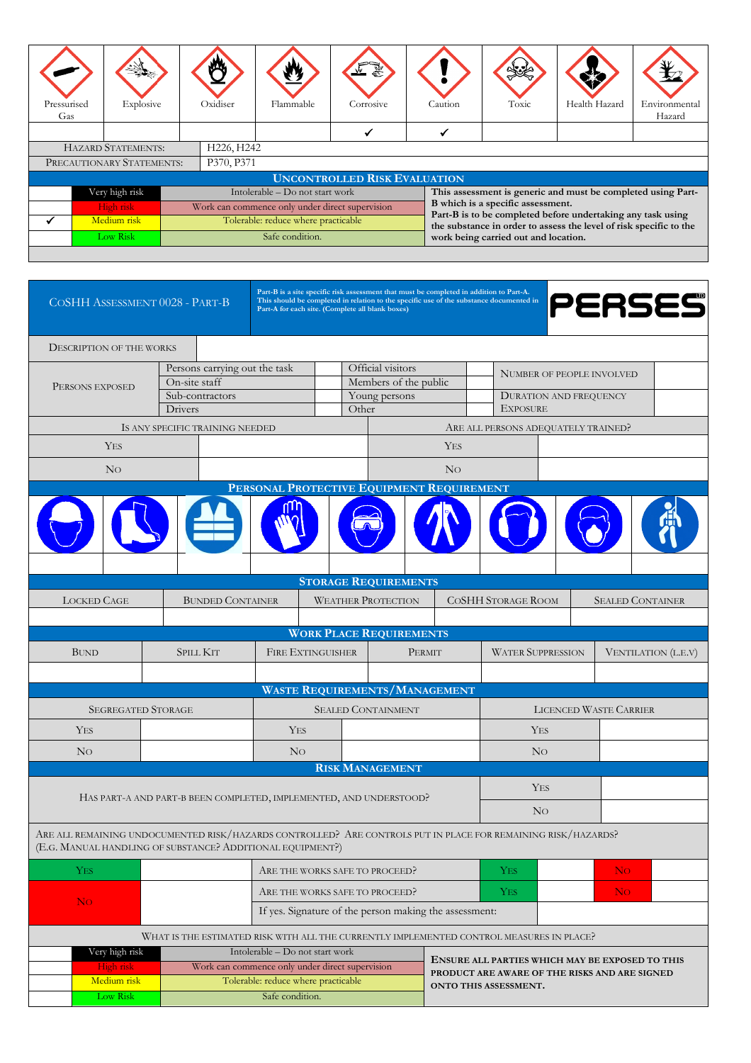| Pressurised Gas | Explosive | Oxidiser | Flammable | Corrosive | Caution | Toxic | Health Hazard | Environmental Hazard |
|---|---|---|---|---|---|---|---|---|
| | | | | ✓ | ✓ | | | |

| Hazard Statements: | H226, H242 |
|---|---|
| Precautionary Statements: | P370, P371 |

## Uncontrolled Risk Evaluation

| | | | |
|---|---|---|---|
| | Very high risk | Intolerable – Do not start work | **This assessment is generic and must be completed using Part-B which is a specific assessment. Part-B is to be completed before undertaking any task using the substance in order to assess the level of risk specific to the work being carried out and location.** |
| | High risk | Work can commence only under direct supervision | |
| ✓ | Medium risk | Tolerable: reduce where practicable | |
| | Low Risk | Safe condition. | |

## CoSHH Assessment 0028 - Part-B

**Part-B is a site specific risk assessment that must be completed in addition to Part-A. This should be completed in relation to the specific use of the substance documented in Part-A for each site. (Complete all blank boxes)**

PERSES

| Description of the works | |
|---|---|

| Persons exposed | | | | | | |
|---|---|---|---|---|---|---|
| | Persons carrying out the task | | Official visitors | | Number of people involved | |
| | On-site staff | | Members of the public | | | |
| | Sub-contractors | | Young persons | | Duration and frequency exposure | |
| | Drivers | | Other | | | |

| Is any specific training needed | | Are all persons adequately trained? | |
|---|---|---|---|
| Yes | | Yes | |
| No | | No | |

## Personal Protective Equipment Requirement

| | | | | | | | | |
|---|---|---|---|---|---|---|---|---|
| | | | | | | | | |

## Storage Requirements

| Locked Cage | Bunded Container | Weather Protection | CoSHH Storage Room | Sealed Container |
|---|---|---|---|---|
| | | | | |

## Work Place Requirements

| Bund | Spill Kit | Fire Extinguisher | Permit | Water Suppression | Ventilation (L.E.V) |
|---|---|---|---|---|---|
| | | | | | |

## Waste Requirements/Management

| Segregated Storage | | Sealed Containment | | Licenced Waste Carrier | |
|---|---|---|---|---|---|
| Yes | | Yes | | Yes | |
| No | | No | | No | |

## Risk Management

| | | |
|---|---|---|
| Has Part-A and Part-B been completed, implemented, and understood? | Yes | |
| | No | |

Are all remaining undocumented risk/hazards controlled? Are controls put in place for remaining risk/hazards? (E.g. Manual handling of substance? Additional equipment?)

| | | | | | | |
|---|---|---|---|---|---|---|
| Yes | | Are the works safe to proceed? | Yes | | No | |
| No | | Are the works safe to proceed? | Yes | | No | |
| | | If yes. Signature of the person making the assessment: | | | | |

What is the estimated risk with all the currently implemented control measures in place?

| | | | |
|---|---|---|---|
| | Very high risk | Intolerable – Do not start work | **Ensure all parties which may be exposed to this product are aware of the risks and are signed onto this assessment.** |
| | High risk | Work can commence only under direct supervision | |
| | Medium risk | Tolerable: reduce where practicable | |
| | Low Risk | Safe condition. | |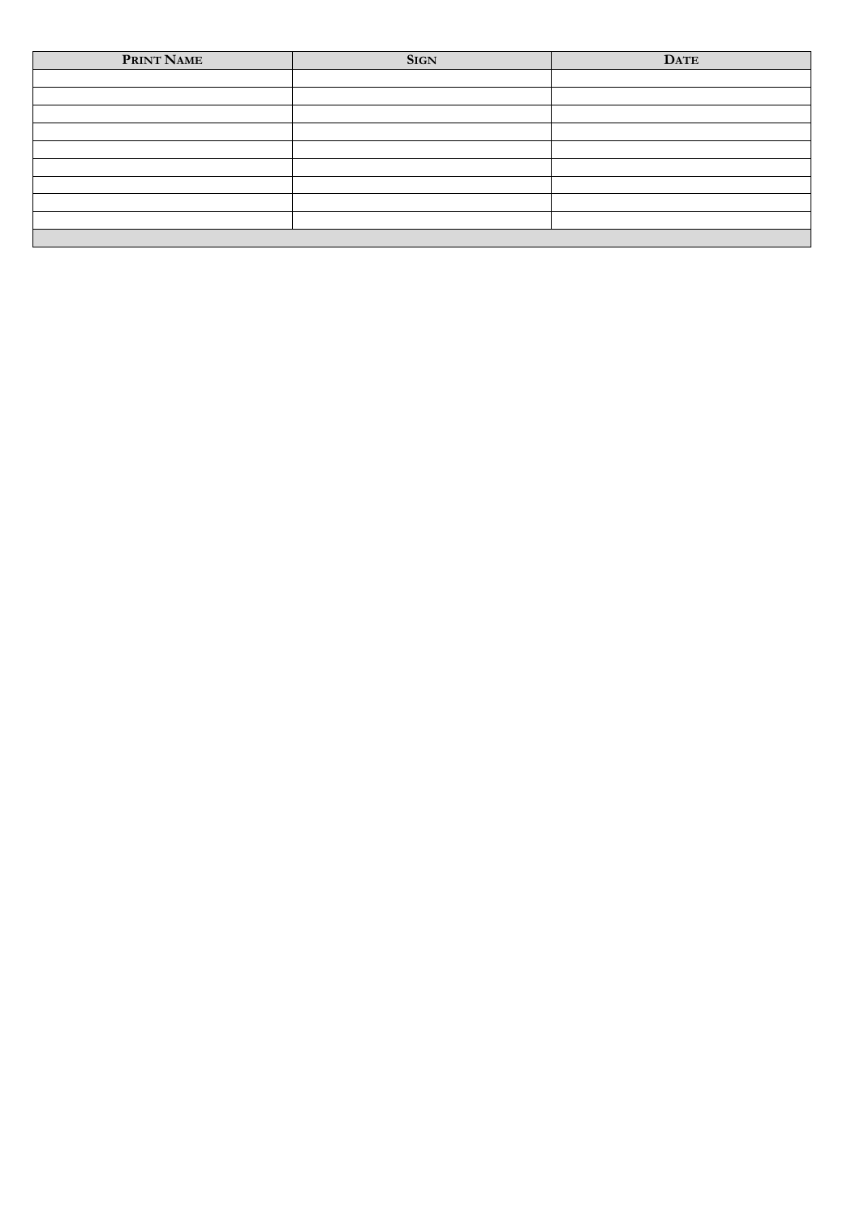| PRINT NAME | SIGN | DATE |
|---|---|---|
| | | |
| | | |
| | | |
| | | |
| | | |
| | | |
| | | |
| | | |
| | | |
| | | |